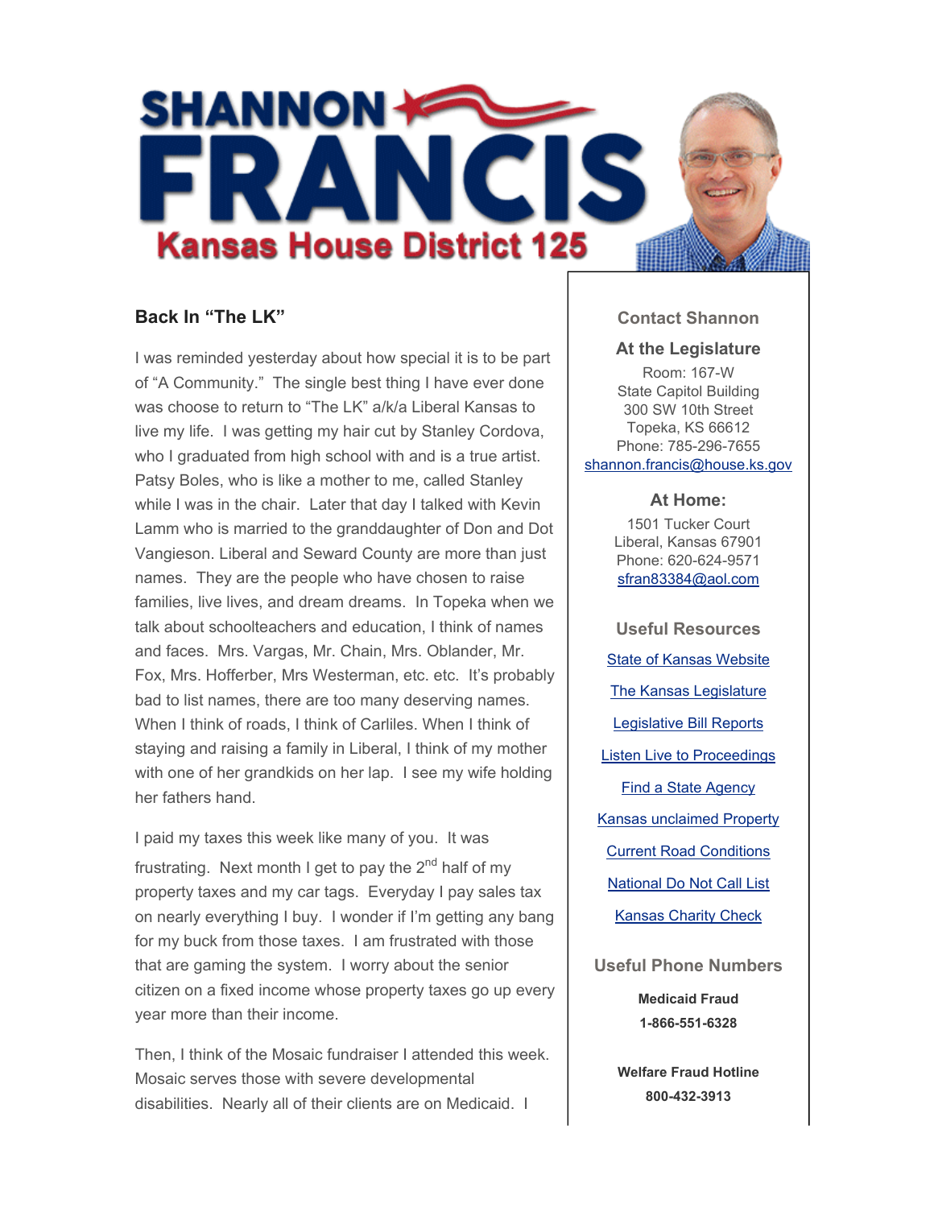# SHANNON FRANCIS

## Kansas House District 125

### Back In "The LK"

I was reminded yesterday about how special it is to be part of "A Community." The single best thing I have ever done was choose to return to "The LK" a/k/a Liberal Kansas to live my life. I was getting my hair cut by Stanley Cordova, who I graduated from high school with and is a true artist. Patsy Boles, who is like a mother to me, called Stanley while I was in the chair. Later that day I talked with Kevin Lamm who is married to the granddaughter of Don and Dot Vangieson. Liberal and Seward County are more than just names. They are the people who have chosen to raise families, live lives, and dream dreams. In Topeka when we talk about schoolteachers and education, I think of names and faces. Mrs. Vargas, Mr. Chain, Mrs. Oblander, Mr. Fox, Mrs. Hofferber, Mrs Westerman, etc. etc. It's probably bad to list names, there are too many deserving names. When I think of roads, I think of Carliles. When I think of staying and raising a family in Liberal, I think of my mother with one of her grandkids on her lap. I see my wife holding her fathers hand.

I paid my taxes this week like many of you. It was frustrating. Next month I get to pay the 2nd half of my property taxes and my car tags. Everyday I pay sales tax on nearly everything I buy. I wonder if I'm getting any bang for my buck from those taxes. I am frustrated with those that are gaming the system. I worry about the senior citizen on a fixed income whose property taxes go up every year more than their income.

Then, I think of the Mosaic fundraiser I attended this week. Mosaic serves those with severe developmental disabilities. Nearly all of their clients are on Medicaid. I

### Contact Shannon

**At the Legislature**

Room: 167-W
State Capitol Building
300 SW 10th Street
Topeka, KS 66612
Phone: 785-296-7655
shannon.francis@house.ks.gov

**At Home:**

1501 Tucker Court
Liberal, Kansas 67901
Phone: 620-624-9571
sfran83384@aol.com

### Useful Resources

- State of Kansas Website
- The Kansas Legislature
- Legislative Bill Reports
- Listen Live to Proceedings
- Find a State Agency
- Kansas unclaimed Property
- Current Road Conditions
- National Do Not Call List
- Kansas Charity Check

### Useful Phone Numbers

**Medicaid Fraud**
**1-866-551-6328**

**Welfare Fraud Hotline**
**800-432-3913**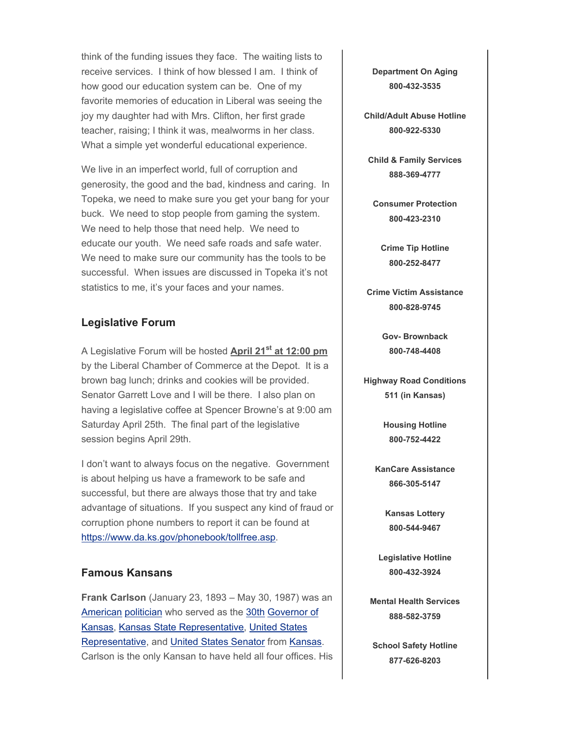think of the funding issues they face. The waiting lists to receive services. I think of how blessed I am. I think of how good our education system can be. One of my favorite memories of education in Liberal was seeing the joy my daughter had with Mrs. Clifton, her first grade teacher, raising; I think it was, mealworms in her class. What a simple yet wonderful educational experience.

We live in an imperfect world, full of corruption and generosity, the good and the bad, kindness and caring. In Topeka, we need to make sure you get your bang for your buck. We need to stop people from gaming the system. We need to help those that need help. We need to educate our youth. We need safe roads and safe water. We need to make sure our community has the tools to be successful. When issues are discussed in Topeka it's not statistics to me, it's your faces and your names.

## Legislative Forum

A Legislative Forum will be hosted **April 21st at 12:00 pm** by the Liberal Chamber of Commerce at the Depot. It is a brown bag lunch; drinks and cookies will be provided. Senator Garrett Love and I will be there. I also plan on having a legislative coffee at Spencer Browne's at 9:00 am Saturday April 25th. The final part of the legislative session begins April 29th.

I don't want to always focus on the negative. Government is about helping us have a framework to be safe and successful, but there are always those that try and take advantage of situations. If you suspect any kind of fraud or corruption phone numbers to report it can be found at https://www.da.ks.gov/phonebook/tollfree.asp.

## Famous Kansans

**Frank Carlson** (January 23, 1893 – May 30, 1987) was an American politician who served as the 30th Governor of Kansas, Kansas State Representative, United States Representative, and United States Senator from Kansas. Carlson is the only Kansan to have held all four offices. His

**Department On Aging**
**800-432-3535**

**Child/Adult Abuse Hotline**
**800-922-5330**

**Child & Family Services**
**888-369-4777**

**Consumer Protection**
**800-423-2310**

**Crime Tip Hotline**
**800-252-8477**

**Crime Victim Assistance**
**800-828-9745**

**Gov- Brownback**
**800-748-4408**

**Highway Road Conditions**
**511 (in Kansas)**

**Housing Hotline**
**800-752-4422**

**KanCare Assistance**
**866-305-5147**

**Kansas Lottery**
**800-544-9467**

**Legislative Hotline**
**800-432-3924**

**Mental Health Services**
**888-582-3759**

**School Safety Hotline**
**877-626-8203**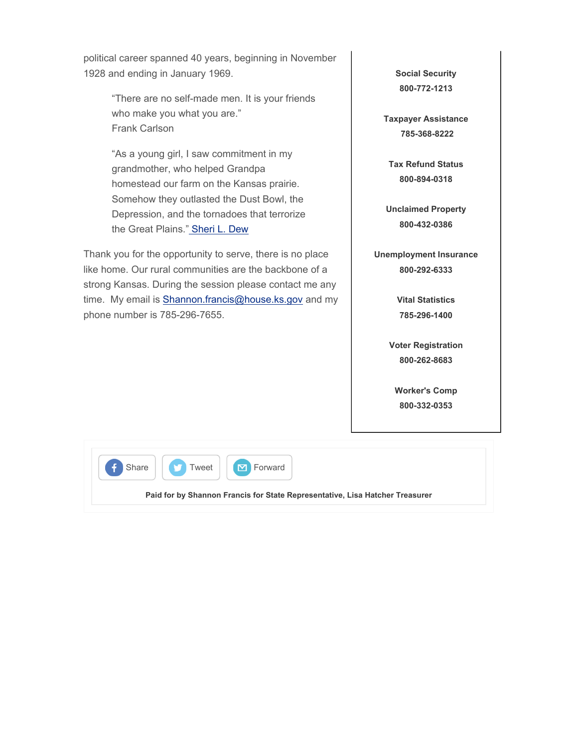political career spanned 40 years, beginning in November 1928 and ending in January 1969.

> "There are no self-made men. It is your friends who make you what you are."
> Frank Carlson

> "As a young girl, I saw commitment in my grandmother, who helped Grandpa homestead our farm on the Kansas prairie. Somehow they outlasted the Dust Bowl, the Depression, and the tornadoes that terrorize the Great Plains." Sheri L. Dew

Thank you for the opportunity to serve, there is no place like home. Our rural communities are the backbone of a strong Kansas. During the session please contact me any time. My email is Shannon.francis@house.ks.gov and my phone number is 785-296-7655.

**Social Security**
**800-772-1213**

**Taxpayer Assistance**
**785-368-8222**

**Tax Refund Status**
**800-894-0318**

**Unclaimed Property**
**800-432-0386**

**Unemployment Insurance**
**800-292-6333**

**Vital Statistics**
**785-296-1400**

**Voter Registration**
**800-262-8683**

**Worker's Comp**
**800-332-0353**

Share Tweet Forward

**Paid for by Shannon Francis for State Representative, Lisa Hatcher Treasurer**